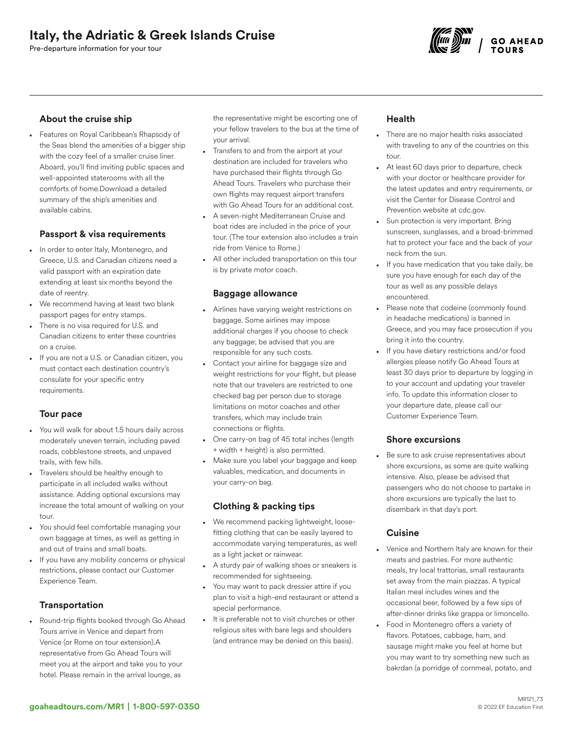# Italy, the Adriatic & Greek Islands Cruise

Pre-departure information for your tour

### About the cruise ship

- Features on Royal Caribbean's Rhapsody of the Seas blend the amenities of a bigger ship with the cozy feel of a smaller cruise liner. Aboard, you'll find inviting public spaces and well-appointed staterooms with all the comforts of home.Download a detailed summary of the ship's amenities and available cabins.

### Passport & visa requirements

- In order to enter Italy, Montenegro, and Greece, U.S. and Canadian citizens need a valid passport with an expiration date extending at least six months beyond the date of reentry.
- We recommend having at least two blank passport pages for entry stamps.
- There is no visa required for U.S. and Canadian citizens to enter these countries on a cruise.
- If you are not a U.S. or Canadian citizen, you must contact each destination country's consulate for your specific entry requirements.

### Tour pace

- You will walk for about 1.5 hours daily across moderately uneven terrain, including paved roads, cobblestone streets, and unpaved trails, with few hills.
- Travelers should be healthy enough to participate in all included walks without assistance. Adding optional excursions may increase the total amount of walking on your tour.
- You should feel comfortable managing your own baggage at times, as well as getting in and out of trains and small boats.
- If you have any mobility concerns or physical restrictions, please contact our Customer Experience Team.

### Transportation

- Round-trip flights booked through Go Ahead Tours arrive in Venice and depart from Venice (or Rome on tour extension).A representative from Go Ahead Tours will meet you at the airport and take you to your hotel. Please remain in the arrival lounge, as the representative might be escorting one of your fellow travelers to the bus at the time of your arrival.
- Transfers to and from the airport at your destination are included for travelers who have purchased their flights through Go Ahead Tours. Travelers who purchase their own flights may request airport transfers with Go Ahead Tours for an additional cost.
- A seven-night Mediterranean Cruise and boat rides are included in the price of your tour. (The tour extension also includes a train ride from Venice to Rome.)
- All other included transportation on this tour is by private motor coach.

### Baggage allowance

- Airlines have varying weight restrictions on baggage. Some airlines may impose additional charges if you choose to check any baggage; be advised that you are responsible for any such costs.
- Contact your airline for baggage size and weight restrictions for your flight, but please note that our travelers are restricted to one checked bag per person due to storage limitations on motor coaches and other transfers, which may include train connections or flights.
- One carry-on bag of 45 total inches (length + width + height) is also permitted.
- Make sure you label your baggage and keep valuables, medication, and documents in your carry-on bag.

### Clothing & packing tips

- We recommend packing lightweight, loose-fitting clothing that can be easily layered to accommodate varying temperatures, as well as a light jacket or rainwear.
- A sturdy pair of walking shoes or sneakers is recommended for sightseeing.
- You may want to pack dressier attire if you plan to visit a high-end restaurant or attend a special performance.
- It is preferable not to visit churches or other religious sites with bare legs and shoulders (and entrance may be denied on this basis).

### Health

- There are no major health risks associated with traveling to any of the countries on this tour.
- At least 60 days prior to departure, check with your doctor or healthcare provider for the latest updates and entry requirements, or visit the Center for Disease Control and Prevention website at cdc.gov.
- Sun protection is very important. Bring sunscreen, sunglasses, and a broad-brimmed hat to protect your face and the back of your neck from the sun.
- If you have medication that you take daily, be sure you have enough for each day of the tour as well as any possible delays encountered.
- Please note that codeine (commonly found in headache medications) is banned in Greece, and you may face prosecution if you bring it into the country.
- If you have dietary restrictions and/or food allergies please notify Go Ahead Tours at least 30 days prior to departure by logging in to your account and updating your traveler info. To update this information closer to your departure date, please call our Customer Experience Team.

### Shore excursions

- Be sure to ask cruise representatives about shore excursions, as some are quite walking intensive. Also, please be advised that passengers who do not choose to partake in shore excursions are typically the last to disembark in that day's port.

### Cuisine

- Venice and Northern Italy are known for their meats and pastries. For more authentic meals, try local trattorias, small restaurants set away from the main piazzas. A typical Italian meal includes wines and the occasional beer, followed by a few sips of after-dinner drinks like grappa or limoncello.
- Food in Montenegro offers a variety of flavors. Potatoes, cabbage, ham, and sausage might make you feel at home but you may want to try something new such as bakrdan (a porridge of cornmeal, potato, and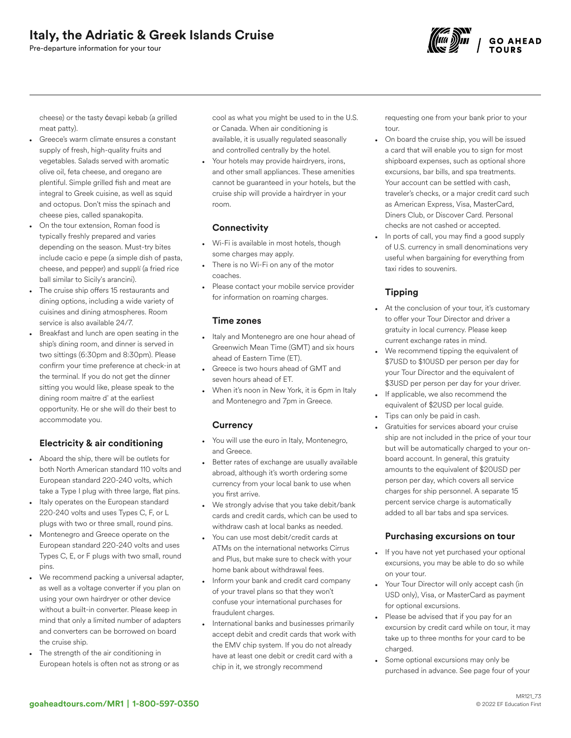cheese) or the tasty ćevapi kebab (a grilled meat patty).

- Greece's warm climate ensures a constant supply of fresh, high-quality fruits and vegetables. Salads served with aromatic olive oil, feta cheese, and oregano are plentiful. Simple grilled fish and meat are integral to Greek cuisine, as well as squid and octopus. Don't miss the spinach and cheese pies, called spanakopita.
- On the tour extension, Roman food is typically freshly prepared and varies depending on the season. Must-try bites include cacio e pepe (a simple dish of pasta, cheese, and pepper) and supplí (a fried rice ball similar to Sicily's arancini).
- The cruise ship offers 15 restaurants and dining options, including a wide variety of cuisines and dining atmospheres. Room service is also available 24/7.
- Breakfast and lunch are open seating in the ship's dining room, and dinner is served in two sittings (6:30pm and 8:30pm). Please confirm your time preference at check-in at the terminal. If you do not get the dinner sitting you would like, please speak to the dining room maitre d' at the earliest opportunity. He or she will do their best to accommodate you.

### Electricity & air conditioning

- Aboard the ship, there will be outlets for both North American standard 110 volts and European standard 220-240 volts, which take a Type I plug with three large, flat pins.
- Italy operates on the European standard 220-240 volts and uses Types C, F, or L plugs with two or three small, round pins.
- Montenegro and Greece operate on the European standard 220-240 volts and uses Types C, E, or F plugs with two small, round pins.
- We recommend packing a universal adapter, as well as a voltage converter if you plan on using your own hairdryer or other device without a built-in converter. Please keep in mind that only a limited number of adapters and converters can be borrowed on board the cruise ship.
- The strength of the air conditioning in European hotels is often not as strong or as cool as what you might be used to in the U.S. or Canada. When air conditioning is available, it is usually regulated seasonally and controlled centrally by the hotel.
- Your hotels may provide hairdryers, irons, and other small appliances. These amenities cannot be guaranteed in your hotels, but the cruise ship will provide a hairdryer in your room.

### Connectivity

- Wi-Fi is available in most hotels, though some charges may apply.
- There is no Wi-Fi on any of the motor coaches.
- Please contact your mobile service provider for information on roaming charges.

### Time zones

- Italy and Montenegro are one hour ahead of Greenwich Mean Time (GMT) and six hours ahead of Eastern Time (ET).
- Greece is two hours ahead of GMT and seven hours ahead of ET.
- When it's noon in New York, it is 6pm in Italy and Montenegro and 7pm in Greece.

### Currency

- You will use the euro in Italy, Montenegro, and Greece.
- Better rates of exchange are usually available abroad, although it's worth ordering some currency from your local bank to use when you first arrive.
- We strongly advise that you take debit/bank cards and credit cards, which can be used to withdraw cash at local banks as needed.
- You can use most debit/credit cards at ATMs on the international networks Cirrus and Plus, but make sure to check with your home bank about withdrawal fees.
- Inform your bank and credit card company of your travel plans so that they won't confuse your international purchases for fraudulent charges.
- International banks and businesses primarily accept debit and credit cards that work with the EMV chip system. If you do not already have at least one debit or credit card with a chip in it, we strongly recommend requesting one from your bank prior to your tour.
- On board the cruise ship, you will be issued a card that will enable you to sign for most shipboard expenses, such as optional shore excursions, bar bills, and spa treatments. Your account can be settled with cash, traveler's checks, or a major credit card such as American Express, Visa, MasterCard, Diners Club, or Discover Card. Personal checks are not cashed or accepted.
- In ports of call, you may find a good supply of U.S. currency in small denominations very useful when bargaining for everything from taxi rides to souvenirs.

### Tipping

- At the conclusion of your tour, it's customary to offer your Tour Director and driver a gratuity in local currency. Please keep current exchange rates in mind.
- We recommend tipping the equivalent of $7USD to $10USD per person per day for your Tour Director and the equivalent of $3USD per person per day for your driver.
- If applicable, we also recommend the equivalent of $2USD per local guide.
- Tips can only be paid in cash.
- Gratuities for services aboard your cruise ship are not included in the price of your tour but will be automatically charged to your on-board account. In general, this gratuity amounts to the equivalent of $20USD per person per day, which covers all service charges for ship personnel. A separate 15 percent service charge is automatically added to all bar tabs and spa services.

### Purchasing excursions on tour

- If you have not yet purchased your optional excursions, you may be able to do so while on your tour.
- Your Tour Director will only accept cash (in USD only), Visa, or MasterCard as payment for optional excursions.
- Please be advised that if you pay for an excursion by credit card while on tour, it may take up to three months for your card to be charged.
- Some optional excursions may only be purchased in advance. See page four of your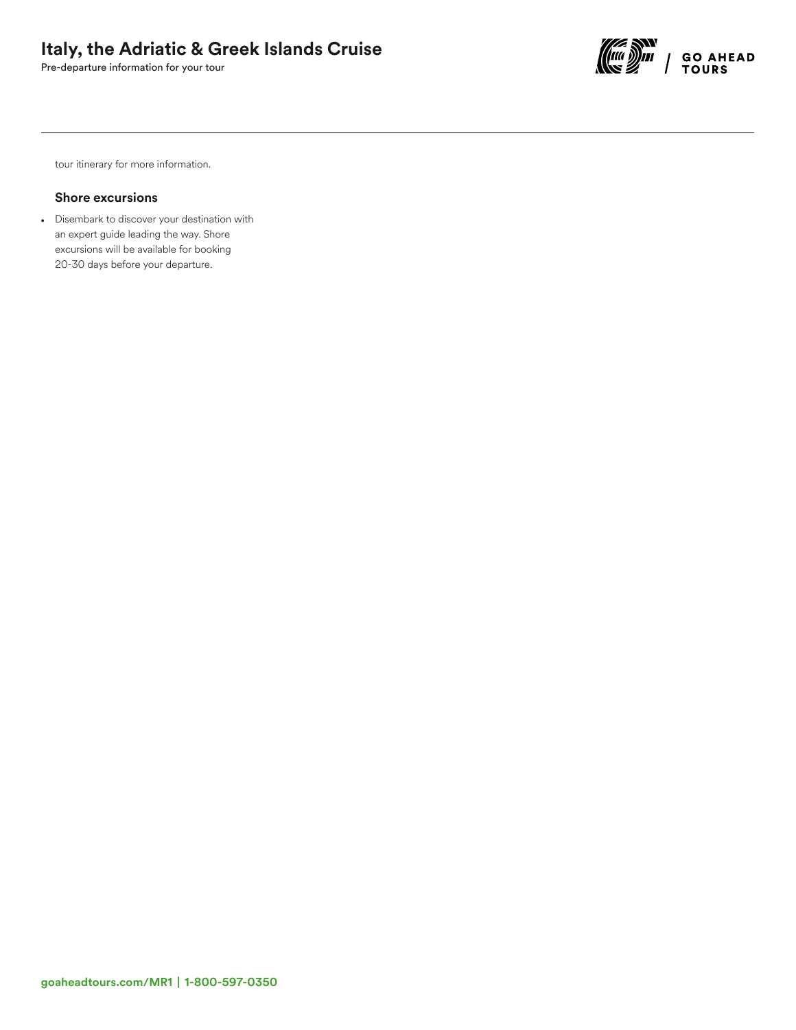tour itinerary for more information.

### Shore excursions

- Disembark to discover your destination with an expert guide leading the way. Shore excursions will be available for booking 20-30 days before your departure.